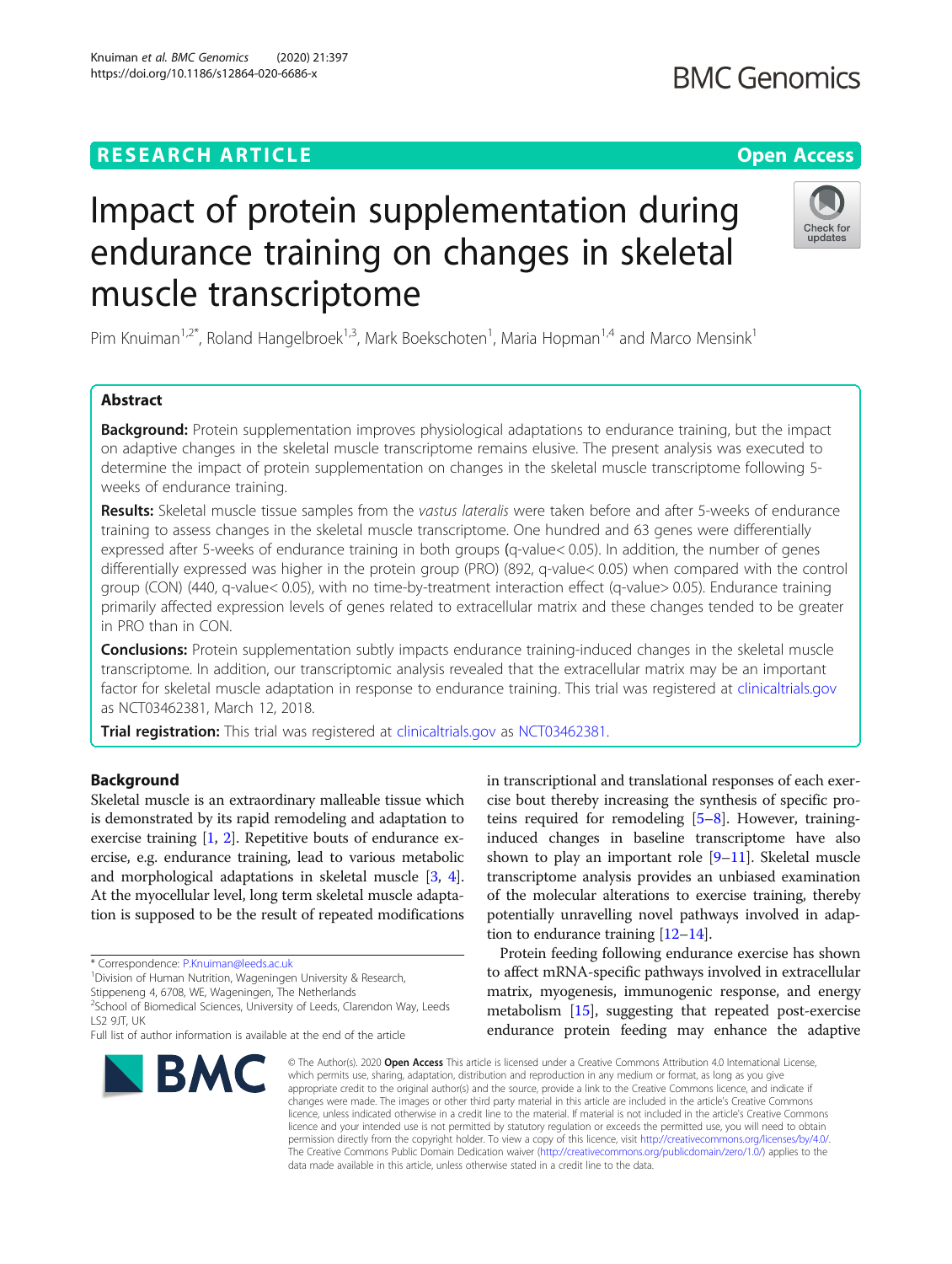RESEARCH ARTICLE

Open Access

# Impact of protein supplementation during endurance training on changes in skeletal muscle transcriptome

Pim Knuiman[1,2*], Roland Hangelbroek[1,3], Mark Boekschoten[1], Maria Hopman[1,4] and Marco Mensink[1]

## Abstract

**Background:** Protein supplementation improves physiological adaptations to endurance training, but the impact on adaptive changes in the skeletal muscle transcriptome remains elusive. The present analysis was executed to determine the impact of protein supplementation on changes in the skeletal muscle transcriptome following 5-weeks of endurance training.

**Results:** Skeletal muscle tissue samples from the *vastus lateralis* were taken before and after 5-weeks of endurance training to assess changes in the skeletal muscle transcriptome. One hundred and 63 genes were differentially expressed after 5-weeks of endurance training in both groups (q-value< 0.05). In addition, the number of genes differentially expressed was higher in the protein group (PRO) (892, q-value< 0.05) when compared with the control group (CON) (440, q-value< 0.05), with no time-by-treatment interaction effect (q-value> 0.05). Endurance training primarily affected expression levels of genes related to extracellular matrix and these changes tended to be greater in PRO than in CON.

**Conclusions:** Protein supplementation subtly impacts endurance training-induced changes in the skeletal muscle transcriptome. In addition, our transcriptomic analysis revealed that the extracellular matrix may be an important factor for skeletal muscle adaptation in response to endurance training. This trial was registered at clinicaltrials.gov as NCT03462381, March 12, 2018.

**Trial registration:** This trial was registered at clinicaltrials.gov as NCT03462381.

## Background

Skeletal muscle is an extraordinary malleable tissue which is demonstrated by its rapid remodeling and adaptation to exercise training [1, 2]. Repetitive bouts of endurance exercise, e.g. endurance training, lead to various metabolic and morphological adaptations in skeletal muscle [3, 4]. At the myocellular level, long term skeletal muscle adaptation is supposed to be the result of repeated modifications in transcriptional and translational responses of each exercise bout thereby increasing the synthesis of specific proteins required for remodeling [5–8]. However, training-induced changes in baseline transcriptome have also shown to play an important role [9–11]. Skeletal muscle transcriptome analysis provides an unbiased examination of the molecular alterations to exercise training, thereby potentially unravelling novel pathways involved in adaptation to endurance training [12–14].

Protein feeding following endurance exercise has shown to affect mRNA-specific pathways involved in extracellular matrix, myogenesis, immunogenic response, and energy metabolism [15], suggesting that repeated post-exercise endurance protein feeding may enhance the adaptive

* Correspondence: P.Knuiman@leeds.ac.uk
[1]Division of Human Nutrition, Wageningen University & Research, Stippeneng 4, 6708, WE, Wageningen, The Netherlands
[2]School of Biomedical Sciences, University of Leeds, Clarendon Way, Leeds LS2 9JT, UK
Full list of author information is available at the end of the article

© The Author(s). 2020 **Open Access** This article is licensed under a Creative Commons Attribution 4.0 International License, which permits use, sharing, adaptation, distribution and reproduction in any medium or format, as long as you give appropriate credit to the original author(s) and the source, provide a link to the Creative Commons licence, and indicate if changes were made. The images or other third party material in this article are included in the article's Creative Commons licence, unless indicated otherwise in a credit line to the material. If material is not included in the article's Creative Commons licence and your intended use is not permitted by statutory regulation or exceeds the permitted use, you will need to obtain permission directly from the copyright holder. To view a copy of this licence, visit http://creativecommons.org/licenses/by/4.0/. The Creative Commons Public Domain Dedication waiver (http://creativecommons.org/publicdomain/zero/1.0/) applies to the data made available in this article, unless otherwise stated in a credit line to the data.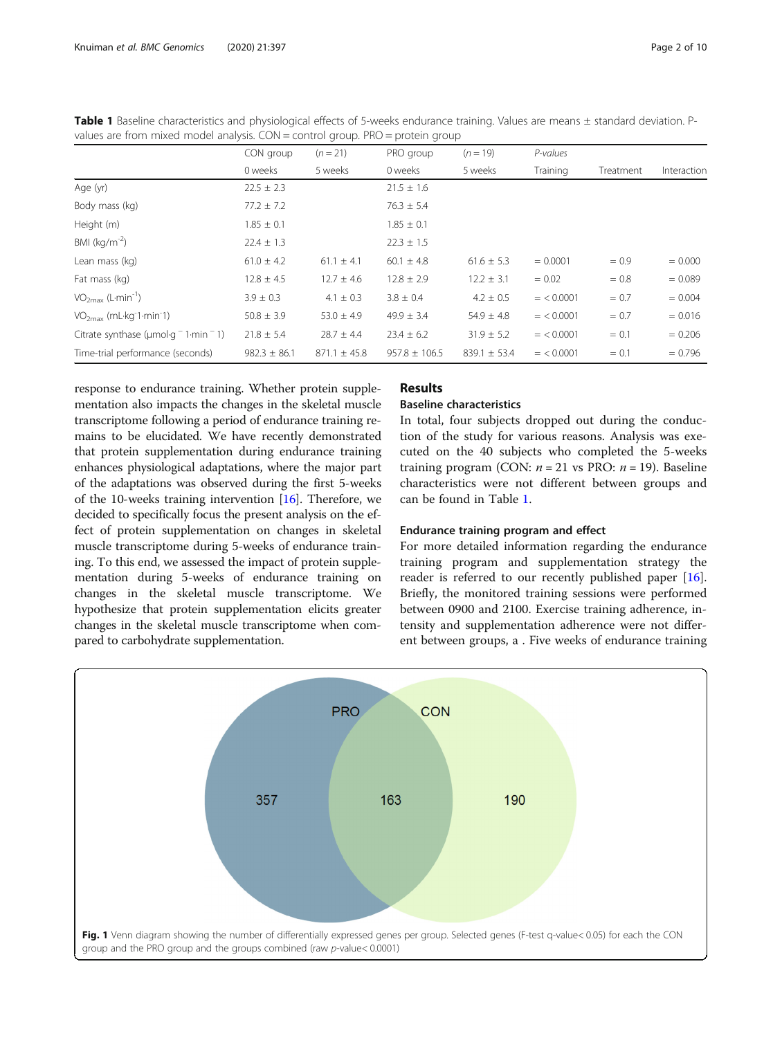**Table 1** Baseline characteristics and physiological effects of 5-weeks endurance training. Values are means ± standard deviation. P-values are from mixed model analysis. CON = control group. PRO = protein group

| | CON group | ($n = 21$) | PRO group | ($n = 19$) | *P-values* | | |
|---|---|---|---|---|---|---|---|
| | 0 weeks | 5 weeks | 0 weeks | 5 weeks | Training | Treatment | Interaction |
| Age (yr) | 22.5 ± 2.3 | | 21.5 ± 1.6 | | | | |
| Body mass (kg) | 77.2 ± 7.2 | | 76.3 ± 5.4 | | | | |
| Height (m) | 1.85 ± 0.1 | | 1.85 ± 0.1 | | | | |
| BMI ($kg/m^{-2}$) | 22.4 ± 1.3 | | 22.3 ± 1.5 | | | | |
| Lean mass (kg) | 61.0 ± 4.2 | 61.1 ± 4.1 | 60.1 ± 4.8 | 61.6 ± 5.3 | = 0.0001 | = 0.9 | = 0.000 |
| Fat mass (kg) | 12.8 ± 4.5 | 12.7 ± 4.6 | 12.8 ± 2.9 | 12.2 ± 3.1 | = 0.02 | = 0.8 | = 0.089 |
| $VO_{2max}$ ($L{\cdot}min^{-1}$) | 3.9 ± 0.3 | 4.1 ± 0.3 | 3.8 ± 0.4 | 4.2 ± 0.5 | = < 0.0001 | = 0.7 | = 0.004 |
| $VO_{2max}$ ($mL{\cdot}kg^{-1}{\cdot}min^{-1}$) | 50.8 ± 3.9 | 53.0 ± 4.9 | 49.9 ± 3.4 | 54.9 ± 4.8 | = < 0.0001 | = 0.7 | = 0.016 |
| Citrate synthase ($\mu mol{\cdot}g^{-1}{\cdot}min^{-1}$) | 21.8 ± 5.4 | 28.7 ± 4.4 | 23.4 ± 6.2 | 31.9 ± 5.2 | = < 0.0001 | = 0.1 | = 0.206 |
| Time-trial performance (seconds) | 982.3 ± 86.1 | 871.1 ± 45.8 | 957.8 ± 106.5 | 839.1 ± 53.4 | = < 0.0001 | = 0.1 | = 0.796 |

response to endurance training. Whether protein supplementation also impacts the changes in the skeletal muscle transcriptome following a period of endurance training remains to be elucidated. We have recently demonstrated that protein supplementation during endurance training enhances physiological adaptations, where the major part of the adaptations was observed during the first 5-weeks of the 10-weeks training intervention [16]. Therefore, we decided to specifically focus the present analysis on the effect of protein supplementation on changes in skeletal muscle transcriptome during 5-weeks of endurance training. To this end, we assessed the impact of protein supplementation during 5-weeks of endurance training on changes in the skeletal muscle transcriptome. We hypothesize that protein supplementation elicits greater changes in the skeletal muscle transcriptome when compared to carbohydrate supplementation.

## Results

### Baseline characteristics

In total, four subjects dropped out during the conduction of the study for various reasons. Analysis was executed on the 40 subjects who completed the 5-weeks training program (CON: $n = 21$ vs PRO: $n = 19$). Baseline characteristics were not different between groups and can be found in Table 1.

### Endurance training program and effect

For more detailed information regarding the endurance training program and supplementation strategy the reader is referred to our recently published paper [16]. Briefly, the monitored training sessions were performed between 0900 and 2100. Exercise training adherence, intensity and supplementation adherence were not different between groups, a . Five weeks of endurance training

**Fig. 1** Venn diagram showing the number of differentially expressed genes per group. Selected genes (F-test q-value< 0.05) for each the CON group and the PRO group and the groups combined (raw *p*-value< 0.0001)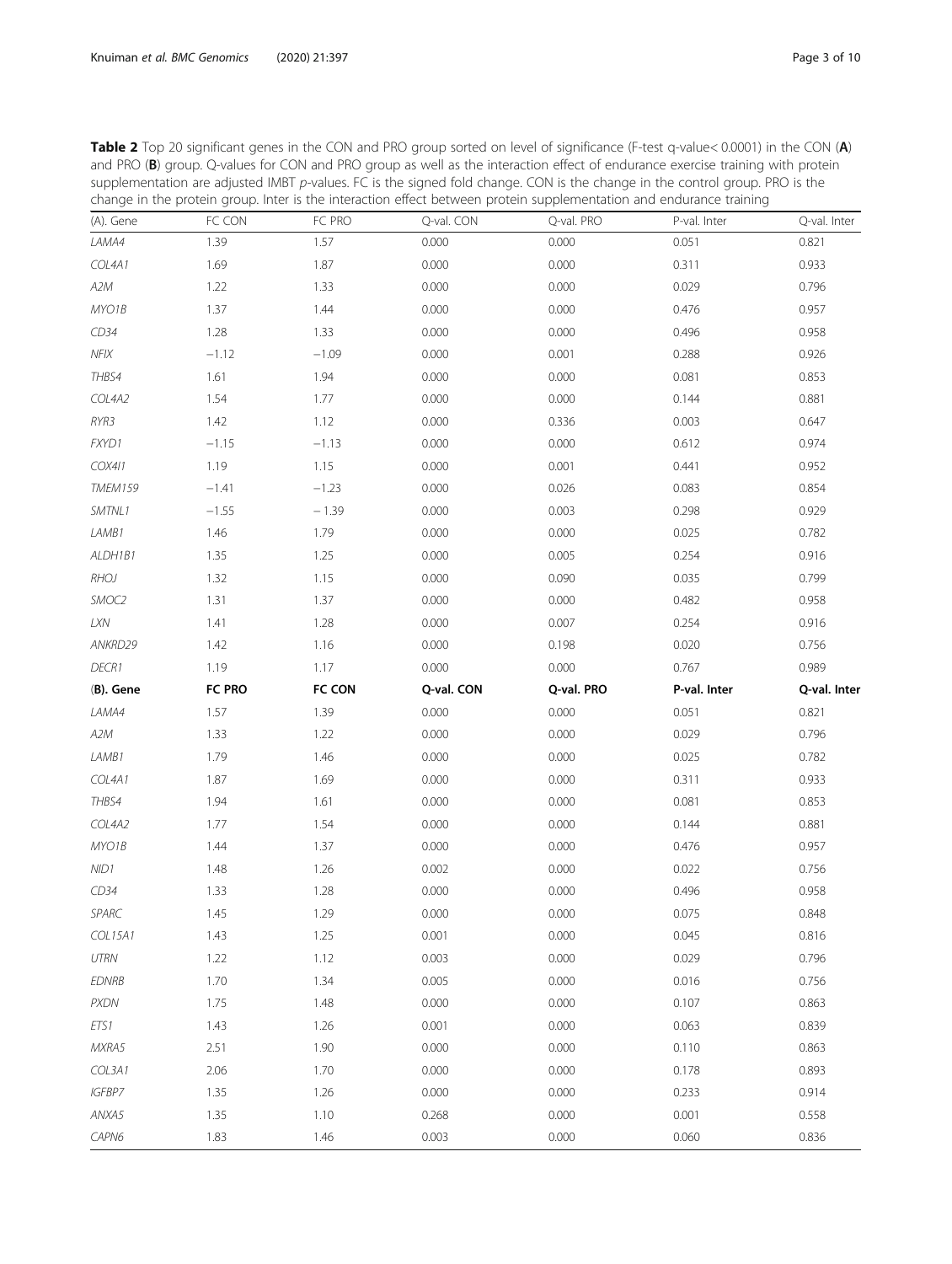**Table 2** Top 20 significant genes in the CON and PRO group sorted on level of significance (F-test q-value< 0.0001) in the CON (**A**) and PRO (**B**) group. Q-values for CON and PRO group as well as the interaction effect of endurance exercise training with protein supplementation are adjusted IMBT *p*-values. FC is the signed fold change. CON is the change in the control group. PRO is the change in the protein group. Inter is the interaction effect between protein supplementation and endurance training

| (A). Gene | FC CON | FC PRO | Q-val. CON | Q-val. PRO | P-val. Inter | Q-val. Inter |
|---|---|---|---|---|---|---|
| *LAMA4* | 1.39 | 1.57 | 0.000 | 0.000 | 0.051 | 0.821 |
| *COL4A1* | 1.69 | 1.87 | 0.000 | 0.000 | 0.311 | 0.933 |
| *A2M* | 1.22 | 1.33 | 0.000 | 0.000 | 0.029 | 0.796 |
| *MYO1B* | 1.37 | 1.44 | 0.000 | 0.000 | 0.476 | 0.957 |
| *CD34* | 1.28 | 1.33 | 0.000 | 0.000 | 0.496 | 0.958 |
| *NFIX* | −1.12 | −1.09 | 0.000 | 0.001 | 0.288 | 0.926 |
| *THBS4* | 1.61 | 1.94 | 0.000 | 0.000 | 0.081 | 0.853 |
| *COL4A2* | 1.54 | 1.77 | 0.000 | 0.000 | 0.144 | 0.881 |
| *RYR3* | 1.42 | 1.12 | 0.000 | 0.336 | 0.003 | 0.647 |
| *FXYD1* | −1.15 | −1.13 | 0.000 | 0.000 | 0.612 | 0.974 |
| *COX4I1* | 1.19 | 1.15 | 0.000 | 0.001 | 0.441 | 0.952 |
| *TMEM159* | −1.41 | −1.23 | 0.000 | 0.026 | 0.083 | 0.854 |
| *SMTNL1* | −1.55 | −1.39 | 0.000 | 0.003 | 0.298 | 0.929 |
| *LAMB1* | 1.46 | 1.79 | 0.000 | 0.000 | 0.025 | 0.782 |
| *ALDH1B1* | 1.35 | 1.25 | 0.000 | 0.005 | 0.254 | 0.916 |
| *RHOJ* | 1.32 | 1.15 | 0.000 | 0.090 | 0.035 | 0.799 |
| *SMOC2* | 1.31 | 1.37 | 0.000 | 0.000 | 0.482 | 0.958 |
| *LXN* | 1.41 | 1.28 | 0.000 | 0.007 | 0.254 | 0.916 |
| *ANKRD29* | 1.42 | 1.16 | 0.000 | 0.198 | 0.020 | 0.756 |
| *DECR1* | 1.19 | 1.17 | 0.000 | 0.000 | 0.767 | 0.989 |
| **(B). Gene** | **FC PRO** | **FC CON** | **Q-val. CON** | **Q-val. PRO** | **P-val. Inter** | **Q-val. Inter** |
| *LAMA4* | 1.57 | 1.39 | 0.000 | 0.000 | 0.051 | 0.821 |
| *A2M* | 1.33 | 1.22 | 0.000 | 0.000 | 0.029 | 0.796 |
| *LAMB1* | 1.79 | 1.46 | 0.000 | 0.000 | 0.025 | 0.782 |
| *COL4A1* | 1.87 | 1.69 | 0.000 | 0.000 | 0.311 | 0.933 |
| *THBS4* | 1.94 | 1.61 | 0.000 | 0.000 | 0.081 | 0.853 |
| *COL4A2* | 1.77 | 1.54 | 0.000 | 0.000 | 0.144 | 0.881 |
| *MYO1B* | 1.44 | 1.37 | 0.000 | 0.000 | 0.476 | 0.957 |
| *NID1* | 1.48 | 1.26 | 0.002 | 0.000 | 0.022 | 0.756 |
| *CD34* | 1.33 | 1.28 | 0.000 | 0.000 | 0.496 | 0.958 |
| *SPARC* | 1.45 | 1.29 | 0.000 | 0.000 | 0.075 | 0.848 |
| *COL15A1* | 1.43 | 1.25 | 0.001 | 0.000 | 0.045 | 0.816 |
| *UTRN* | 1.22 | 1.12 | 0.003 | 0.000 | 0.029 | 0.796 |
| *EDNRB* | 1.70 | 1.34 | 0.005 | 0.000 | 0.016 | 0.756 |
| *PXDN* | 1.75 | 1.48 | 0.000 | 0.000 | 0.107 | 0.863 |
| *ETS1* | 1.43 | 1.26 | 0.001 | 0.000 | 0.063 | 0.839 |
| *MXRA5* | 2.51 | 1.90 | 0.000 | 0.000 | 0.110 | 0.863 |
| *COL3A1* | 2.06 | 1.70 | 0.000 | 0.000 | 0.178 | 0.893 |
| *IGFBP7* | 1.35 | 1.26 | 0.000 | 0.000 | 0.233 | 0.914 |
| *ANXA5* | 1.35 | 1.10 | 0.268 | 0.000 | 0.001 | 0.558 |
| *CAPN6* | 1.83 | 1.46 | 0.003 | 0.000 | 0.060 | 0.836 |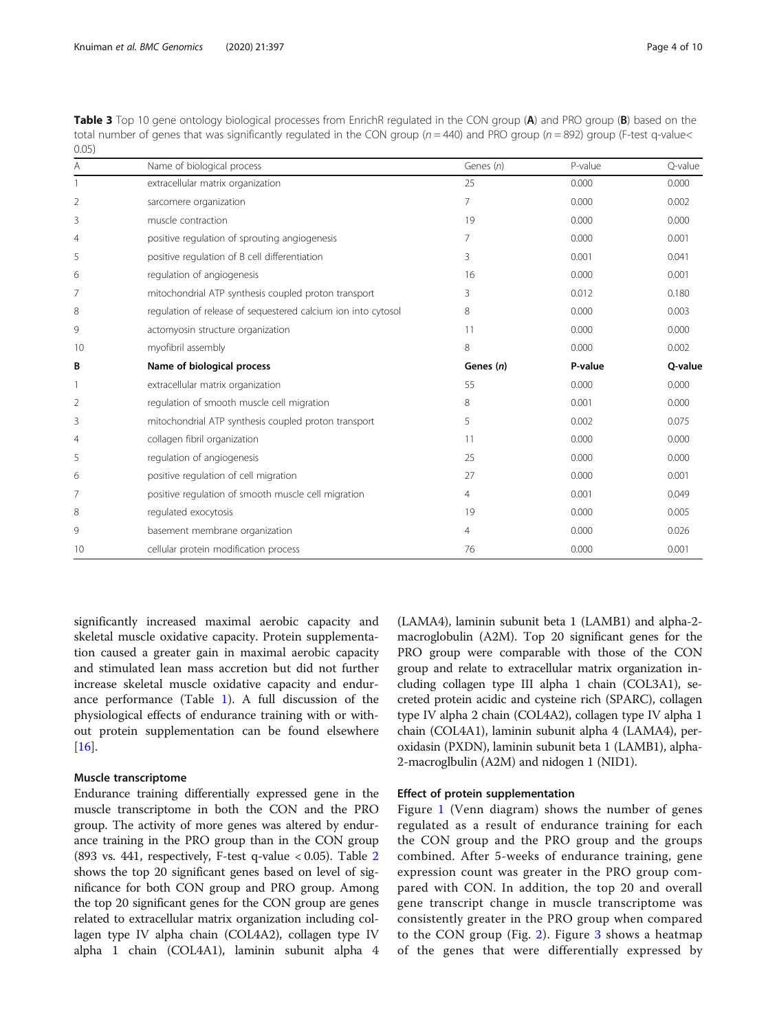**Table 3** Top 10 gene ontology biological processes from EnrichR regulated in the CON group (**A**) and PRO group (**B**) based on the total number of genes that was significantly regulated in the CON group ($n = 440$) and PRO group ($n = 892$) group (F-test q-value< 0.05)

| A | Name of biological process | Genes (*n*) | P-value | Q-value |
|---|---|---|---|---|
| 1 | extracellular matrix organization | 25 | 0.000 | 0.000 |
| 2 | sarcomere organization | 7 | 0.000 | 0.002 |
| 3 | muscle contraction | 19 | 0.000 | 0.000 |
| 4 | positive regulation of sprouting angiogenesis | 7 | 0.000 | 0.001 |
| 5 | positive regulation of B cell differentiation | 3 | 0.001 | 0.041 |
| 6 | regulation of angiogenesis | 16 | 0.000 | 0.001 |
| 7 | mitochondrial ATP synthesis coupled proton transport | 3 | 0.012 | 0.180 |
| 8 | regulation of release of sequestered calcium ion into cytosol | 8 | 0.000 | 0.003 |
| 9 | actomyosin structure organization | 11 | 0.000 | 0.000 |
| 10 | myofibril assembly | 8 | 0.000 | 0.002 |
| **B** | **Name of biological process** | **Genes (*n*)** | **P-value** | **Q-value** |
| 1 | extracellular matrix organization | 55 | 0.000 | 0.000 |
| 2 | regulation of smooth muscle cell migration | 8 | 0.001 | 0.000 |
| 3 | mitochondrial ATP synthesis coupled proton transport | 5 | 0.002 | 0.075 |
| 4 | collagen fibril organization | 11 | 0.000 | 0.000 |
| 5 | regulation of angiogenesis | 25 | 0.000 | 0.000 |
| 6 | positive regulation of cell migration | 27 | 0.000 | 0.001 |
| 7 | positive regulation of smooth muscle cell migration | 4 | 0.001 | 0.049 |
| 8 | regulated exocytosis | 19 | 0.000 | 0.005 |
| 9 | basement membrane organization | 4 | 0.000 | 0.026 |
| 10 | cellular protein modification process | 76 | 0.000 | 0.001 |

significantly increased maximal aerobic capacity and skeletal muscle oxidative capacity. Protein supplementation caused a greater gain in maximal aerobic capacity and stimulated lean mass accretion but did not further increase skeletal muscle oxidative capacity and endurance performance (Table 1). A full discussion of the physiological effects of endurance training with or without protein supplementation can be found elsewhere [16].

### Muscle transcriptome

Endurance training differentially expressed gene in the muscle transcriptome in both the CON and the PRO group. The activity of more genes was altered by endurance training in the PRO group than in the CON group (893 vs. 441, respectively, F-test q-value $< 0.05$). Table 2 shows the top 20 significant genes based on level of significance for both CON group and PRO group. Among the top 20 significant genes for the CON group are genes related to extracellular matrix organization including collagen type IV alpha chain (COL4A2), collagen type IV alpha 1 chain (COL4A1), laminin subunit alpha 4 (LAMA4), laminin subunit beta 1 (LAMB1) and alpha-2-macroglobulin (A2M). Top 20 significant genes for the PRO group were comparable with those of the CON group and relate to extracellular matrix organization including collagen type III alpha 1 chain (COL3A1), secreted protein acidic and cysteine rich (SPARC), collagen type IV alpha 2 chain (COL4A2), collagen type IV alpha 1 chain (COL4A1), laminin subunit alpha 4 (LAMA4), peroxidasin (PXDN), laminin subunit beta 1 (LAMB1), alpha-2-macroglbulin (A2M) and nidogen 1 (NID1).

### Effect of protein supplementation

Figure 1 (Venn diagram) shows the number of genes regulated as a result of endurance training for each the CON group and the PRO group and the groups combined. After 5-weeks of endurance training, gene expression count was greater in the PRO group compared with CON. In addition, the top 20 and overall gene transcript change in muscle transcriptome was consistently greater in the PRO group when compared to the CON group (Fig. 2). Figure 3 shows a heatmap of the genes that were differentially expressed by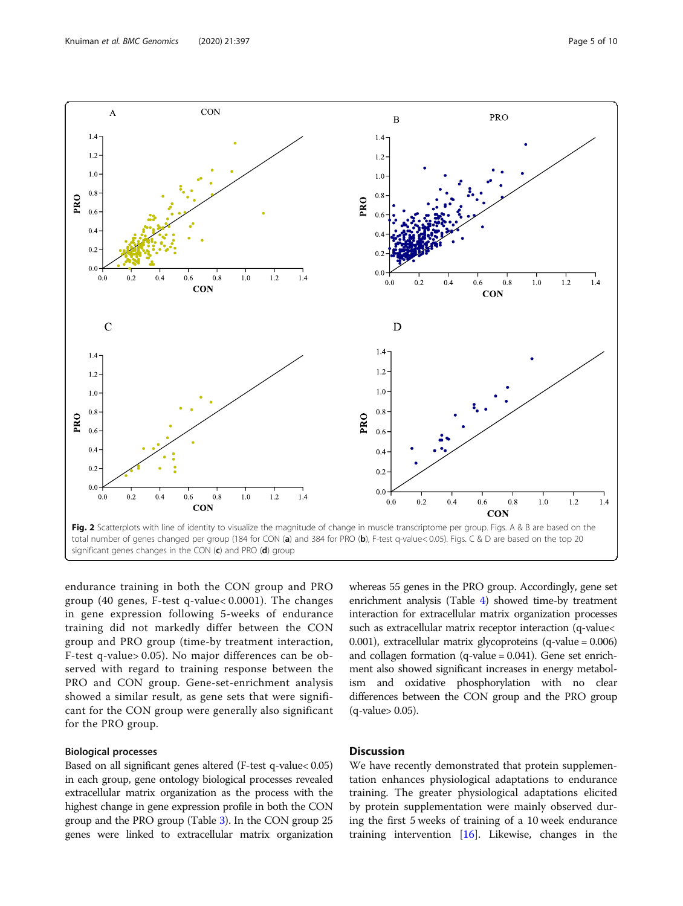Fig. 2 Scatterplots with line of identity to visualize the magnitude of change in muscle transcriptome per group. Figs. A & B are based on the total number of genes changed per group (184 for CON (**a**) and 384 for PRO (**b**), F-test q-value< 0.05). Figs. C & D are based on the top 20 significant genes changes in the CON (**c**) and PRO (**d**) group

endurance training in both the CON group and PRO group (40 genes, F-test q-value< 0.0001). The changes in gene expression following 5-weeks of endurance training did not markedly differ between the CON group and PRO group (time-by treatment interaction, F-test q-value> 0.05). No major differences can be observed with regard to training response between the PRO and CON group. Gene-set-enrichment analysis showed a similar result, as gene sets that were significant for the CON group were generally also significant for the PRO group.

### Biological processes

Based on all significant genes altered (F-test q-value< 0.05) in each group, gene ontology biological processes revealed extracellular matrix organization as the process with the highest change in gene expression profile in both the CON group and the PRO group (Table 3). In the CON group 25 genes were linked to extracellular matrix organization whereas 55 genes in the PRO group. Accordingly, gene set enrichment analysis (Table 4) showed time-by treatment interaction for extracellular matrix organization processes such as extracellular matrix receptor interaction (q-value< 0.001), extracellular matrix glycoproteins (q-value = 0.006) and collagen formation (q-value = 0.041). Gene set enrichment also showed significant increases in energy metabolism and oxidative phosphorylation with no clear differences between the CON group and the PRO group (q-value> 0.05).

## Discussion

We have recently demonstrated that protein supplementation enhances physiological adaptations to endurance training. The greater physiological adaptations elicited by protein supplementation were mainly observed during the first 5 weeks of training of a 10 week endurance training intervention [16]. Likewise, changes in the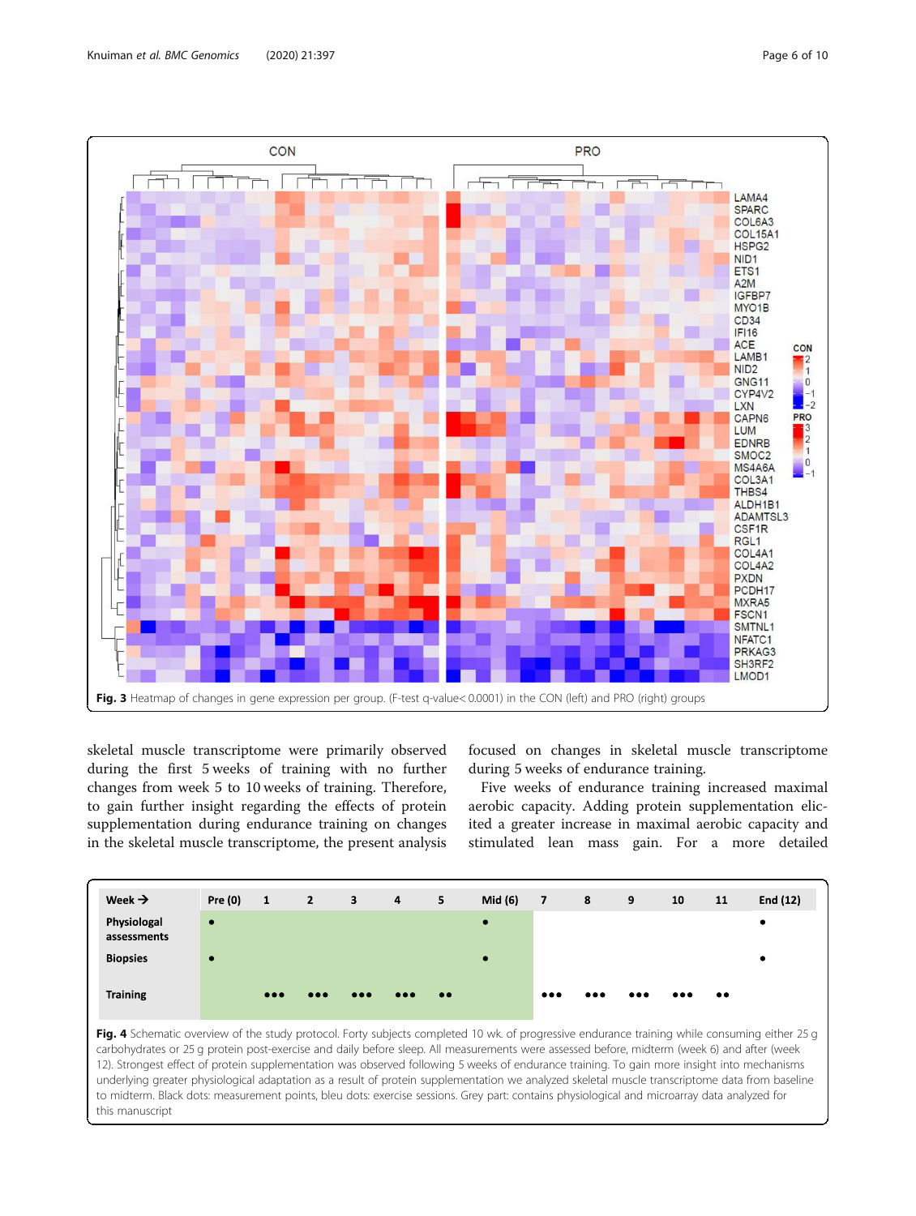**Fig. 3** Heatmap of changes in gene expression per group. (F-test q-value< 0.0001) in the CON (left) and PRO (right) groups

skeletal muscle transcriptome were primarily observed during the first 5 weeks of training with no further changes from week 5 to 10 weeks of training. Therefore, to gain further insight regarding the effects of protein supplementation during endurance training on changes in the skeletal muscle transcriptome, the present analysis focused on changes in skeletal muscle transcriptome during 5 weeks of endurance training.

Five weeks of endurance training increased maximal aerobic capacity. Adding protein supplementation elicited a greater increase in maximal aerobic capacity and stimulated lean mass gain. For a more detailed

| Week → | Pre (0) | 1 | 2 | 3 | 4 | 5 | Mid (6) | 7 | 8 | 9 | 10 | 11 | End (12) |
|---|---|---|---|---|---|---|---|---|---|---|---|---|---|
| Physiologal assessments | • | | | | | | • | | | | | | • |
| Biopsies | • | | | | | | • | | | | | | • |
| Training | | ••• | ••• | ••• | ••• | •• | | ••• | ••• | ••• | ••• | •• | |

**Fig. 4** Schematic overview of the study protocol. Forty subjects completed 10 wk. of progressive endurance training while consuming either 25 g carbohydrates or 25 g protein post-exercise and daily before sleep. All measurements were assessed before, midterm (week 6) and after (week 12). Strongest effect of protein supplementation was observed following 5 weeks of endurance training. To gain more insight into mechanisms underlying greater physiological adaptation as a result of protein supplementation we analyzed skeletal muscle transcriptome data from baseline to midterm. Black dots: measurement points, bleu dots: exercise sessions. Grey part: contains physiological and microarray data analyzed for this manuscript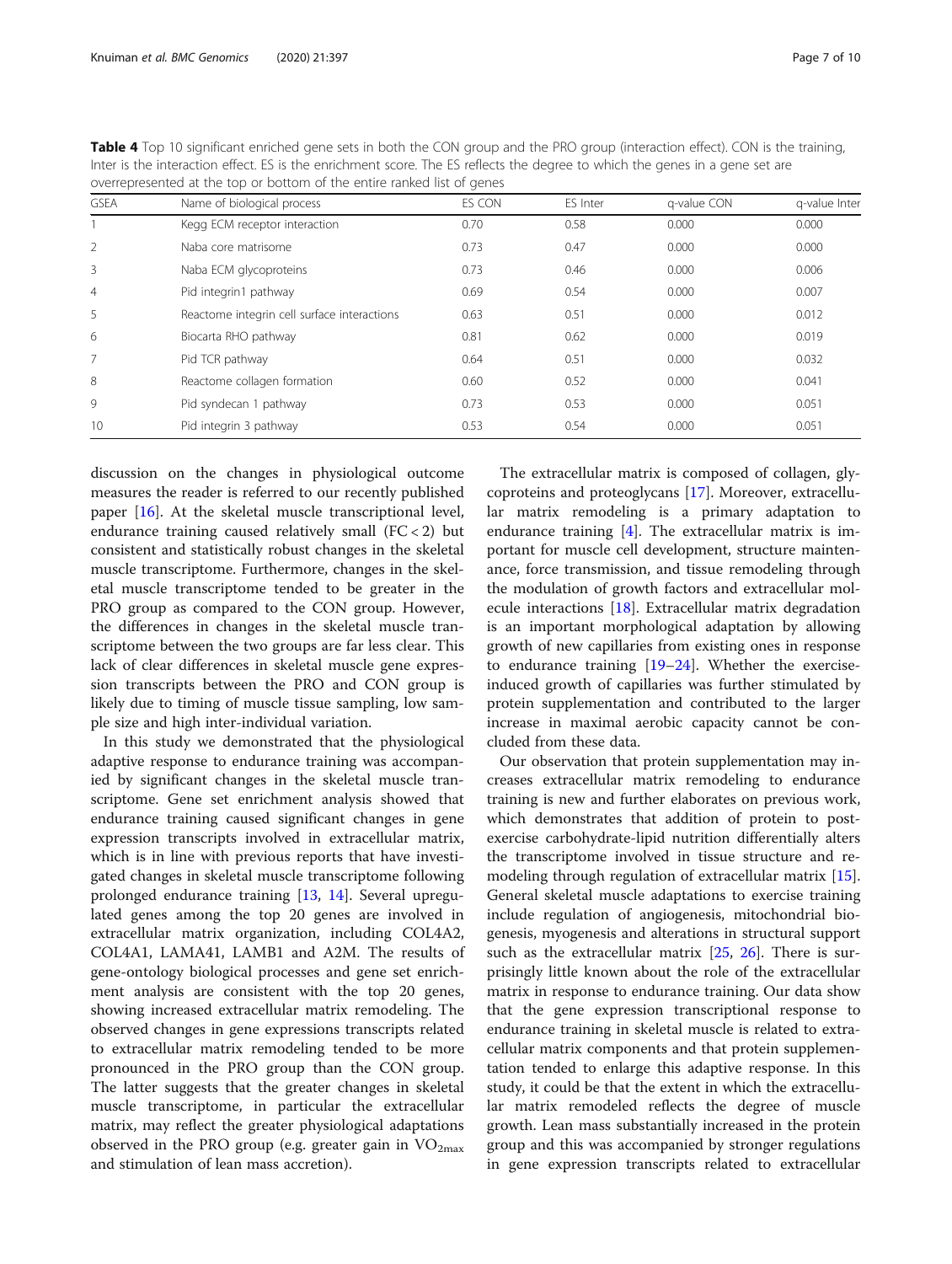**Table 4** Top 10 significant enriched gene sets in both the CON group and the PRO group (interaction effect). CON is the training, Inter is the interaction effect. ES is the enrichment score. The ES reflects the degree to which the genes in a gene set are overrepresented at the top or bottom of the entire ranked list of genes

| GSEA | Name of biological process | ES CON | ES Inter | q-value CON | q-value Inter |
|---|---|---|---|---|---|
| 1 | Kegg ECM receptor interaction | 0.70 | 0.58 | 0.000 | 0.000 |
| 2 | Naba core matrisome | 0.73 | 0.47 | 0.000 | 0.000 |
| 3 | Naba ECM glycoproteins | 0.73 | 0.46 | 0.000 | 0.006 |
| 4 | Pid integrin1 pathway | 0.69 | 0.54 | 0.000 | 0.007 |
| 5 | Reactome integrin cell surface interactions | 0.63 | 0.51 | 0.000 | 0.012 |
| 6 | Biocarta RHO pathway | 0.81 | 0.62 | 0.000 | 0.019 |
| 7 | Pid TCR pathway | 0.64 | 0.51 | 0.000 | 0.032 |
| 8 | Reactome collagen formation | 0.60 | 0.52 | 0.000 | 0.041 |
| 9 | Pid syndecan 1 pathway | 0.73 | 0.53 | 0.000 | 0.051 |
| 10 | Pid integrin 3 pathway | 0.53 | 0.54 | 0.000 | 0.051 |

discussion on the changes in physiological outcome measures the reader is referred to our recently published paper [16]. At the skeletal muscle transcriptional level, endurance training caused relatively small ($FC < 2$) but consistent and statistically robust changes in the skeletal muscle transcriptome. Furthermore, changes in the skeletal muscle transcriptome tended to be greater in the PRO group as compared to the CON group. However, the differences in changes in the skeletal muscle transcriptome between the two groups are far less clear. This lack of clear differences in skeletal muscle gene expression transcripts between the PRO and CON group is likely due to timing of muscle tissue sampling, low sample size and high inter-individual variation.

In this study we demonstrated that the physiological adaptive response to endurance training was accompanied by significant changes in the skeletal muscle transcriptome. Gene set enrichment analysis showed that endurance training caused significant changes in gene expression transcripts involved in extracellular matrix, which is in line with previous reports that have investigated changes in skeletal muscle transcriptome following prolonged endurance training [13, 14]. Several upregulated genes among the top 20 genes are involved in extracellular matrix organization, including COL4A2, COL4A1, LAMA41, LAMB1 and A2M. The results of gene-ontology biological processes and gene set enrichment analysis are consistent with the top 20 genes, showing increased extracellular matrix remodeling. The observed changes in gene expressions transcripts related to extracellular matrix remodeling tended to be more pronounced in the PRO group than the CON group. The latter suggests that the greater changes in skeletal muscle transcriptome, in particular the extracellular matrix, may reflect the greater physiological adaptations observed in the PRO group (e.g. greater gain in $VO_{2max}$ and stimulation of lean mass accretion).

The extracellular matrix is composed of collagen, glycoproteins and proteoglycans [17]. Moreover, extracellular matrix remodeling is a primary adaptation to endurance training [4]. The extracellular matrix is important for muscle cell development, structure maintenance, force transmission, and tissue remodeling through the modulation of growth factors and extracellular molecule interactions [18]. Extracellular matrix degradation is an important morphological adaptation by allowing growth of new capillaries from existing ones in response to endurance training [19–24]. Whether the exercise-induced growth of capillaries was further stimulated by protein supplementation and contributed to the larger increase in maximal aerobic capacity cannot be concluded from these data.

Our observation that protein supplementation may increases extracellular matrix remodeling to endurance training is new and further elaborates on previous work, which demonstrates that addition of protein to post-exercise carbohydrate-lipid nutrition differentially alters the transcriptome involved in tissue structure and remodeling through regulation of extracellular matrix [15]. General skeletal muscle adaptations to exercise training include regulation of angiogenesis, mitochondrial biogenesis, myogenesis and alterations in structural support such as the extracellular matrix [25, 26]. There is surprisingly little known about the role of the extracellular matrix in response to endurance training. Our data show that the gene expression transcriptional response to endurance training in skeletal muscle is related to extracellular matrix components and that protein supplementation tended to enlarge this adaptive response. In this study, it could be that the extent in which the extracellular matrix remodeled reflects the degree of muscle growth. Lean mass substantially increased in the protein group and this was accompanied by stronger regulations in gene expression transcripts related to extracellular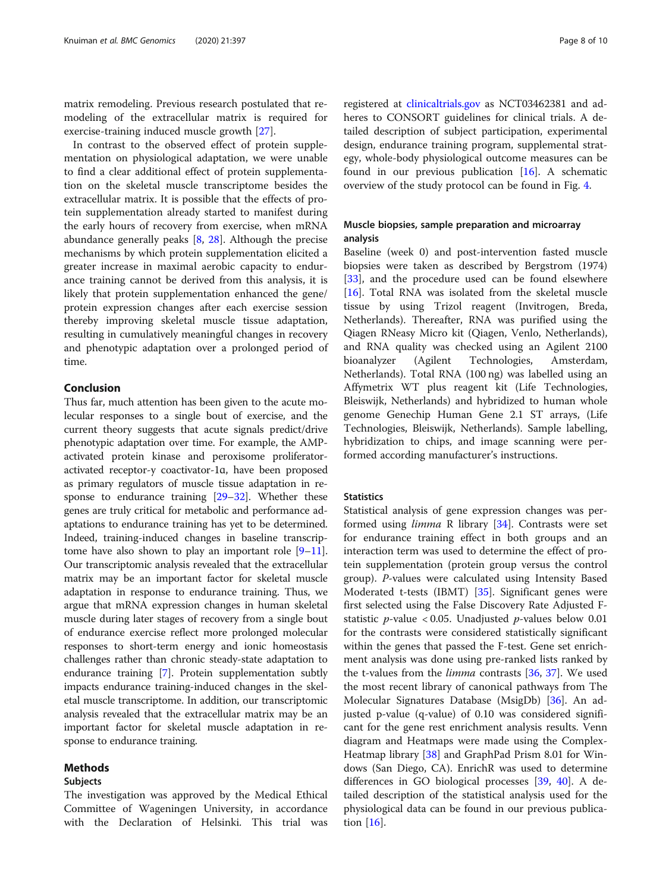matrix remodeling. Previous research postulated that remodeling of the extracellular matrix is required for exercise-training induced muscle growth [27].

In contrast to the observed effect of protein supplementation on physiological adaptation, we were unable to find a clear additional effect of protein supplementation on the skeletal muscle transcriptome besides the extracellular matrix. It is possible that the effects of protein supplementation already started to manifest during the early hours of recovery from exercise, when mRNA abundance generally peaks [8, 28]. Although the precise mechanisms by which protein supplementation elicited a greater increase in maximal aerobic capacity to endurance training cannot be derived from this analysis, it is likely that protein supplementation enhanced the gene/protein expression changes after each exercise session thereby improving skeletal muscle tissue adaptation, resulting in cumulatively meaningful changes in recovery and phenotypic adaptation over a prolonged period of time.

## Conclusion

Thus far, much attention has been given to the acute molecular responses to a single bout of exercise, and the current theory suggests that acute signals predict/drive phenotypic adaptation over time. For example, the AMP-activated protein kinase and peroxisome proliferator-activated receptor-γ coactivator-1α, have been proposed as primary regulators of muscle tissue adaptation in response to endurance training [29–32]. Whether these genes are truly critical for metabolic and performance adaptations to endurance training has yet to be determined. Indeed, training-induced changes in baseline transcriptome have also shown to play an important role [9–11]. Our transcriptomic analysis revealed that the extracellular matrix may be an important factor for skeletal muscle adaptation in response to endurance training. Thus, we argue that mRNA expression changes in human skeletal muscle during later stages of recovery from a single bout of endurance exercise reflect more prolonged molecular responses to short-term energy and ionic homeostasis challenges rather than chronic steady-state adaptation to endurance training [7]. Protein supplementation subtly impacts endurance training-induced changes in the skeletal muscle transcriptome. In addition, our transcriptomic analysis revealed that the extracellular matrix may be an important factor for skeletal muscle adaptation in response to endurance training.

## Methods

### Subjects

The investigation was approved by the Medical Ethical Committee of Wageningen University, in accordance with the Declaration of Helsinki. This trial was registered at clinicaltrials.gov as NCT03462381 and adheres to CONSORT guidelines for clinical trials. A detailed description of subject participation, experimental design, endurance training program, supplemental strategy, whole-body physiological outcome measures can be found in our previous publication [16]. A schematic overview of the study protocol can be found in Fig. 4.

### Muscle biopsies, sample preparation and microarray analysis

Baseline (week 0) and post-intervention fasted muscle biopsies were taken as described by Bergstrom (1974) [33], and the procedure used can be found elsewhere [16]. Total RNA was isolated from the skeletal muscle tissue by using Trizol reagent (Invitrogen, Breda, Netherlands). Thereafter, RNA was purified using the Qiagen RNeasy Micro kit (Qiagen, Venlo, Netherlands), and RNA quality was checked using an Agilent 2100 bioanalyzer (Agilent Technologies, Amsterdam, Netherlands). Total RNA (100 ng) was labelled using an Affymetrix WT plus reagent kit (Life Technologies, Bleiswijk, Netherlands) and hybridized to human whole genome Genechip Human Gene 2.1 ST arrays, (Life Technologies, Bleiswijk, Netherlands). Sample labelling, hybridization to chips, and image scanning were performed according manufacturer's instructions.

### Statistics

Statistical analysis of gene expression changes was performed using *limma* R library [34]. Contrasts were set for endurance training effect in both groups and an interaction term was used to determine the effect of protein supplementation (protein group versus the control group). *P*-values were calculated using Intensity Based Moderated t-tests (IBMT) [35]. Significant genes were first selected using the False Discovery Rate Adjusted F-statistic *p*-value $< 0.05$. Unadjusted *p*-values below 0.01 for the contrasts were considered statistically significant within the genes that passed the F-test. Gene set enrichment analysis was done using pre-ranked lists ranked by the t-values from the *limma* contrasts [36, 37]. We used the most recent library of canonical pathways from The Molecular Signatures Database (MsigDb) [36]. An adjusted p-value (q-value) of 0.10 was considered significant for the gene rest enrichment analysis results. Venn diagram and Heatmaps were made using the ComplexHeatmap library [38] and GraphPad Prism 8.01 for Windows (San Diego, CA). EnrichR was used to determine differences in GO biological processes [39, 40]. A detailed description of the statistical analysis used for the physiological data can be found in our previous publication [16].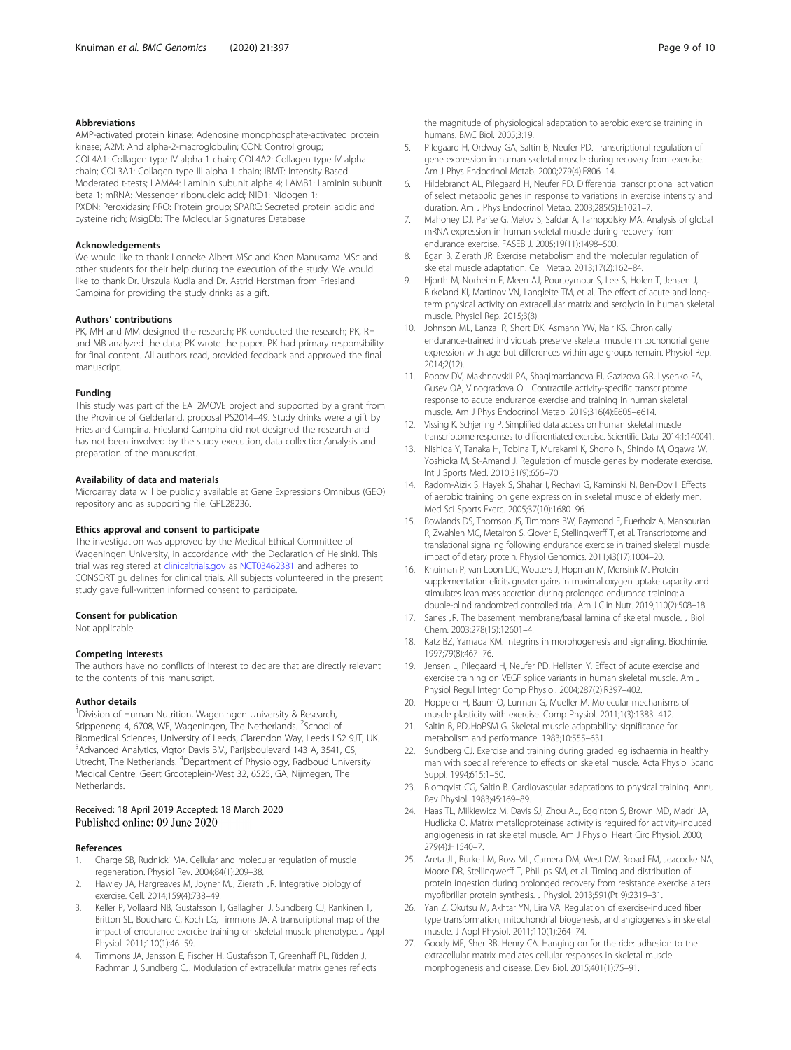### Abbreviations

AMP-activated protein kinase: Adenosine monophosphate-activated protein kinase; A2M: And alpha-2-macroglobulin; CON: Control group; COL4A1: Collagen type IV alpha 1 chain; COL4A2: Collagen type IV alpha chain; COL3A1: Collagen type III alpha 1 chain; IBMT: Intensity Based Moderated t-tests; LAMA4: Laminin subunit alpha 4; LAMB1: Laminin subunit beta 1; mRNA: Messenger ribonucleic acid; NID1: Nidogen 1; PXDN: Peroxidasin; PRO: Protein group; SPARC: Secreted protein acidic and cysteine rich; MsigDb: The Molecular Signatures Database

### Acknowledgements

We would like to thank Lonneke Albert MSc and Koen Manusama MSc and other students for their help during the execution of the study. We would like to thank Dr. Urszula Kudla and Dr. Astrid Horstman from Friesland Campina for providing the study drinks as a gift.

### Authors' contributions

PK, MH and MM designed the research; PK conducted the research; PK, RH and MB analyzed the data; PK wrote the paper. PK had primary responsibility for final content. All authors read, provided feedback and approved the final manuscript.

### Funding

This study was part of the EAT2MOVE project and supported by a grant from the Province of Gelderland, proposal PS2014–49. Study drinks were a gift by Friesland Campina. Friesland Campina did not designed the research and has not been involved by the study execution, data collection/analysis and preparation of the manuscript.

### Availability of data and materials

Microarray data will be publicly available at Gene Expressions Omnibus (GEO) repository and as supporting file: GPL28236.

### Ethics approval and consent to participate

The investigation was approved by the Medical Ethical Committee of Wageningen University, in accordance with the Declaration of Helsinki. This trial was registered at clinicaltrials.gov as NCT03462381 and adheres to CONSORT guidelines for clinical trials. All subjects volunteered in the present study gave full-written informed consent to participate.

### Consent for publication

Not applicable.

### Competing interests

The authors have no conflicts of interest to declare that are directly relevant to the contents of this manuscript.

### Author details

[1]Division of Human Nutrition, Wageningen University & Research, Stippeneng 4, 6708, WE, Wageningen, The Netherlands. [2]School of Biomedical Sciences, University of Leeds, Clarendon Way, Leeds LS2 9JT, UK. [3]Advanced Analytics, Viqtor Davis B.V., Parijsboulevard 143 A, 3541, CS, Utrecht, The Netherlands. [4]Department of Physiology, Radboud University Medical Centre, Geert Grooteplein-West 32, 6525, GA, Nijmegen, The Netherlands.

Received: 18 April 2019 Accepted: 18 March 2020
Published online: 09 June 2020

### References

1. Charge SB, Rudnicki MA. Cellular and molecular regulation of muscle regeneration. Physiol Rev. 2004;84(1):209–38.
2. Hawley JA, Hargreaves M, Joyner MJ, Zierath JR. Integrative biology of exercise. Cell. 2014;159(4):738–49.
3. Keller P, Vollaard NB, Gustafsson T, Gallagher IJ, Sundberg CJ, Rankinen T, Britton SL, Bouchard C, Koch LG, Timmons JA. A transcriptional map of the impact of endurance exercise training on skeletal muscle phenotype. J Appl Physiol. 2011;110(1):46–59.
4. Timmons JA, Jansson E, Fischer H, Gustafsson T, Greenhaff PL, Ridden J, Rachman J, Sundberg CJ. Modulation of extracellular matrix genes reflects the magnitude of physiological adaptation to aerobic exercise training in humans. BMC Biol. 2005;3:19.
5. Pilegaard H, Ordway GA, Saltin B, Neufer PD. Transcriptional regulation of gene expression in human skeletal muscle during recovery from exercise. Am J Phys Endocrinol Metab. 2000;279(4):E806–14.
6. Hildebrandt AL, Pilegaard H, Neufer PD. Differential transcriptional activation of select metabolic genes in response to variations in exercise intensity and duration. Am J Phys Endocrinol Metab. 2003;285(5):E1021–7.
7. Mahoney DJ, Parise G, Melov S, Safdar A, Tarnopolsky MA. Analysis of global mRNA expression in human skeletal muscle during recovery from endurance exercise. FASEB J. 2005;19(11):1498–500.
8. Egan B, Zierath JR. Exercise metabolism and the molecular regulation of skeletal muscle adaptation. Cell Metab. 2013;17(2):162–84.
9. Hjorth M, Norheim F, Meen AJ, Pourteymour S, Lee S, Holen T, Jensen J, Birkeland KI, Martinov VN, Langleite TM, et al. The effect of acute and long-term physical activity on extracellular matrix and serglycin in human skeletal muscle. Physiol Rep. 2015;3(8).
10. Johnson ML, Lanza IR, Short DK, Asmann YW, Nair KS. Chronically endurance-trained individuals preserve skeletal muscle mitochondrial gene expression with age but differences within age groups remain. Physiol Rep. 2014;2(12).
11. Popov DV, Makhnovskii PA, Shagimardanova EI, Gazizova GR, Lysenko EA, Gusev OA, Vinogradova OL. Contractile activity-specific transcriptome response to acute endurance exercise and training in human skeletal muscle. Am J Phys Endocrinol Metab. 2019;316(4):E605–e614.
12. Vissing K, Schjerling P. Simplified data access on human skeletal muscle transcriptome responses to differentiated exercise. Scientific Data. 2014;1:140041.
13. Nishida Y, Tanaka H, Tobina T, Murakami K, Shono N, Shindo M, Ogawa W, Yoshioka M, St-Amand J. Regulation of muscle genes by moderate exercise. Int J Sports Med. 2010;31(9):656–70.
14. Radom-Aizik S, Hayek S, Shahar I, Rechavi G, Kaminski N, Ben-Dov I. Effects of aerobic training on gene expression in skeletal muscle of elderly men. Med Sci Sports Exerc. 2005;37(10):1680–96.
15. Rowlands DS, Thomson JS, Timmons BW, Raymond F, Fuerholz A, Mansourian R, Zwahlen MC, Metairon S, Glover E, Stellingwerff T, et al. Transcriptome and translational signaling following endurance exercise in trained skeletal muscle: impact of dietary protein. Physiol Genomics. 2011;43(17):1004–20.
16. Knuiman P, van Loon LJC, Wouters J, Hopman M, Mensink M. Protein supplementation elicits greater gains in maximal oxygen uptake capacity and stimulates lean mass accretion during prolonged endurance training: a double-blind randomized controlled trial. Am J Clin Nutr. 2019;110(2):508–18.
17. Sanes JR. The basement membrane/basal lamina of skeletal muscle. J Biol Chem. 2003;278(15):12601–4.
18. Katz BZ, Yamada KM. Integrins in morphogenesis and signaling. Biochimie. 1997;79(8):467–76.
19. Jensen L, Pilegaard H, Neufer PD, Hellsten Y. Effect of acute exercise and exercise training on VEGF splice variants in human skeletal muscle. Am J Physiol Regul Integr Comp Physiol. 2004;287(2):R397–402.
20. Hoppeler H, Baum O, Lurman G, Mueller M. Molecular mechanisms of muscle plasticity with exercise. Comp Physiol. 2011;1(3):1383–412.
21. Saltin B, PDJHoPSM G. Skeletal muscle adaptability: significance for metabolism and performance. 1983;10:555–631.
22. Sundberg CJ. Exercise and training during graded leg ischaemia in healthy man with special reference to effects on skeletal muscle. Acta Physiol Scand Suppl. 1994;615:1–50.
23. Blomqvist CG, Saltin B. Cardiovascular adaptations to physical training. Annu Rev Physiol. 1983;45:169–89.
24. Haas TL, Milkiewicz M, Davis SJ, Zhou AL, Egginton S, Brown MD, Madri JA, Hudlicka O. Matrix metalloproteinase activity is required for activity-induced angiogenesis in rat skeletal muscle. Am J Physiol Heart Circ Physiol. 2000;279(4):H1540–7.
25. Areta JL, Burke LM, Ross ML, Camera DM, West DW, Broad EM, Jeacocke NA, Moore DR, Stellingwerff T, Phillips SM, et al. Timing and distribution of protein ingestion during prolonged recovery from resistance exercise alters myofibrillar protein synthesis. J Physiol. 2013;591(Pt 9):2319–31.
26. Yan Z, Okutsu M, Akhtar YN, Lira VA. Regulation of exercise-induced fiber type transformation, mitochondrial biogenesis, and angiogenesis in skeletal muscle. J Appl Physiol. 2011;110(1):264–74.
27. Goody MF, Sher RB, Henry CA. Hanging on for the ride: adhesion to the extracellular matrix mediates cellular responses in skeletal muscle morphogenesis and disease. Dev Biol. 2015;401(1):75–91.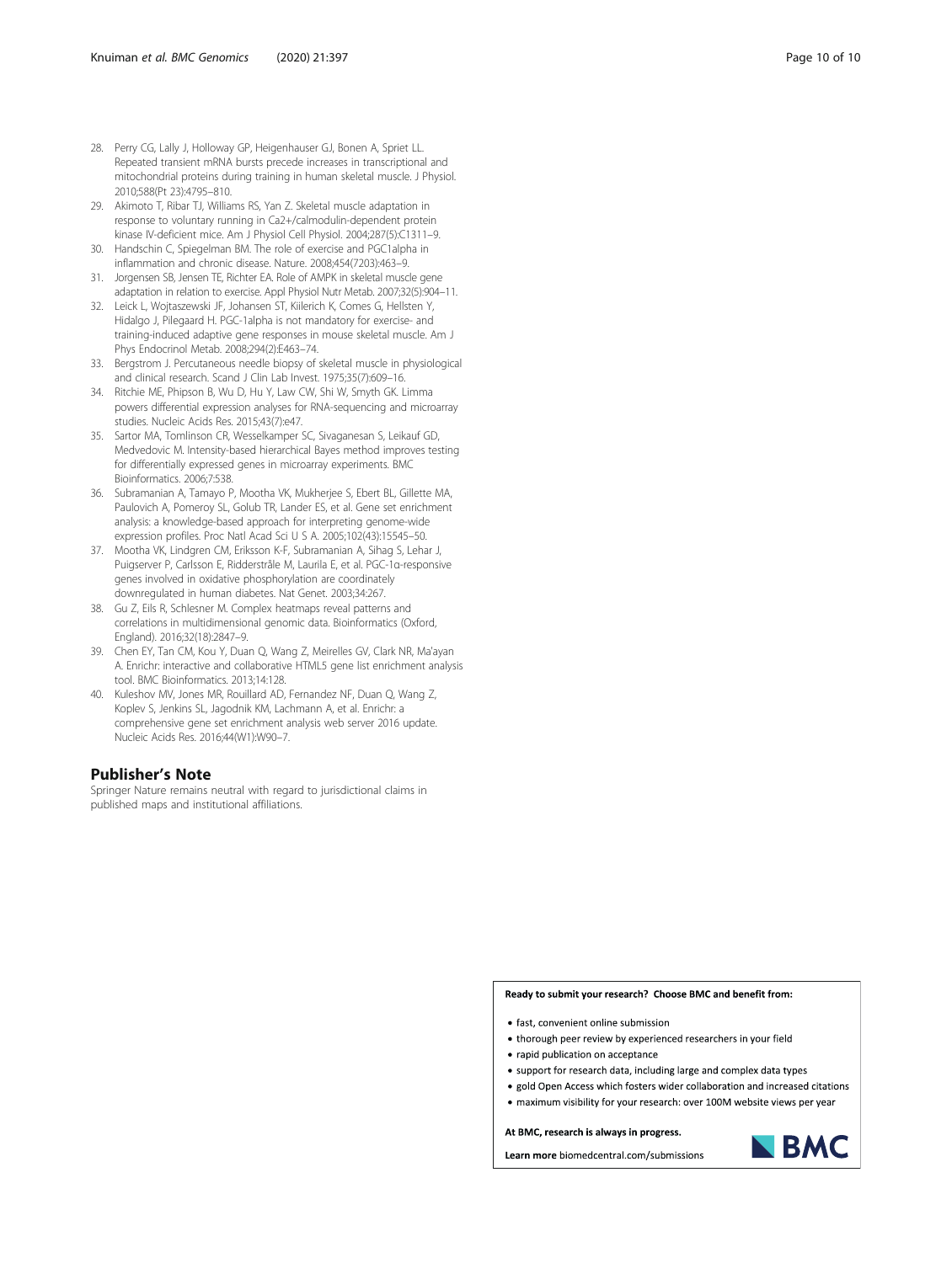28. Perry CG, Lally J, Holloway GP, Heigenhauser GJ, Bonen A, Spriet LL. Repeated transient mRNA bursts precede increases in transcriptional and mitochondrial proteins during training in human skeletal muscle. J Physiol. 2010;588(Pt 23):4795–810.
29. Akimoto T, Ribar TJ, Williams RS, Yan Z. Skeletal muscle adaptation in response to voluntary running in Ca2+/calmodulin-dependent protein kinase IV-deficient mice. Am J Physiol Cell Physiol. 2004;287(5):C1311–9.
30. Handschin C, Spiegelman BM. The role of exercise and PGC1alpha in inflammation and chronic disease. Nature. 2008;454(7203):463–9.
31. Jorgensen SB, Jensen TE, Richter EA. Role of AMPK in skeletal muscle gene adaptation in relation to exercise. Appl Physiol Nutr Metab. 2007;32(5):904–11.
32. Leick L, Wojtaszewski JF, Johansen ST, Kiilerich K, Comes G, Hellsten Y, Hidalgo J, Pilegaard H. PGC-1alpha is not mandatory for exercise- and training-induced adaptive gene responses in mouse skeletal muscle. Am J Phys Endocrinol Metab. 2008;294(2):E463–74.
33. Bergstrom J. Percutaneous needle biopsy of skeletal muscle in physiological and clinical research. Scand J Clin Lab Invest. 1975;35(7):609–16.
34. Ritchie ME, Phipson B, Wu D, Hu Y, Law CW, Shi W, Smyth GK. Limma powers differential expression analyses for RNA-sequencing and microarray studies. Nucleic Acids Res. 2015;43(7):e47.
35. Sartor MA, Tomlinson CR, Wesselkamper SC, Sivaganesan S, Leikauf GD, Medvedovic M. Intensity-based hierarchical Bayes method improves testing for differentially expressed genes in microarray experiments. BMC Bioinformatics. 2006;7:538.
36. Subramanian A, Tamayo P, Mootha VK, Mukherjee S, Ebert BL, Gillette MA, Paulovich A, Pomeroy SL, Golub TR, Lander ES, et al. Gene set enrichment analysis: a knowledge-based approach for interpreting genome-wide expression profiles. Proc Natl Acad Sci U S A. 2005;102(43):15545–50.
37. Mootha VK, Lindgren CM, Eriksson K-F, Subramanian A, Sihag S, Lehar J, Puigserver P, Carlsson E, Ridderstråle M, Laurila E, et al. PGC-1α-responsive genes involved in oxidative phosphorylation are coordinately downregulated in human diabetes. Nat Genet. 2003;34:267.
38. Gu Z, Eils R, Schlesner M. Complex heatmaps reveal patterns and correlations in multidimensional genomic data. Bioinformatics (Oxford, England). 2016;32(18):2847–9.
39. Chen EY, Tan CM, Kou Y, Duan Q, Wang Z, Meirelles GV, Clark NR, Ma'ayan A. Enrichr: interactive and collaborative HTML5 gene list enrichment analysis tool. BMC Bioinformatics. 2013;14:128.
40. Kuleshov MV, Jones MR, Rouillard AD, Fernandez NF, Duan Q, Wang Z, Koplev S, Jenkins SL, Jagodnik KM, Lachmann A, et al. Enrichr: a comprehensive gene set enrichment analysis web server 2016 update. Nucleic Acids Res. 2016;44(W1):W90–7.

## Publisher's Note

Springer Nature remains neutral with regard to jurisdictional claims in published maps and institutional affiliations.

**Ready to submit your research? Choose BMC and benefit from:**

- fast, convenient online submission
- thorough peer review by experienced researchers in your field
- rapid publication on acceptance
- support for research data, including large and complex data types
- gold Open Access which fosters wider collaboration and increased citations
- maximum visibility for your research: over 100M website views per year

**At BMC, research is always in progress.**

**Learn more** biomedcentral.com/submissions